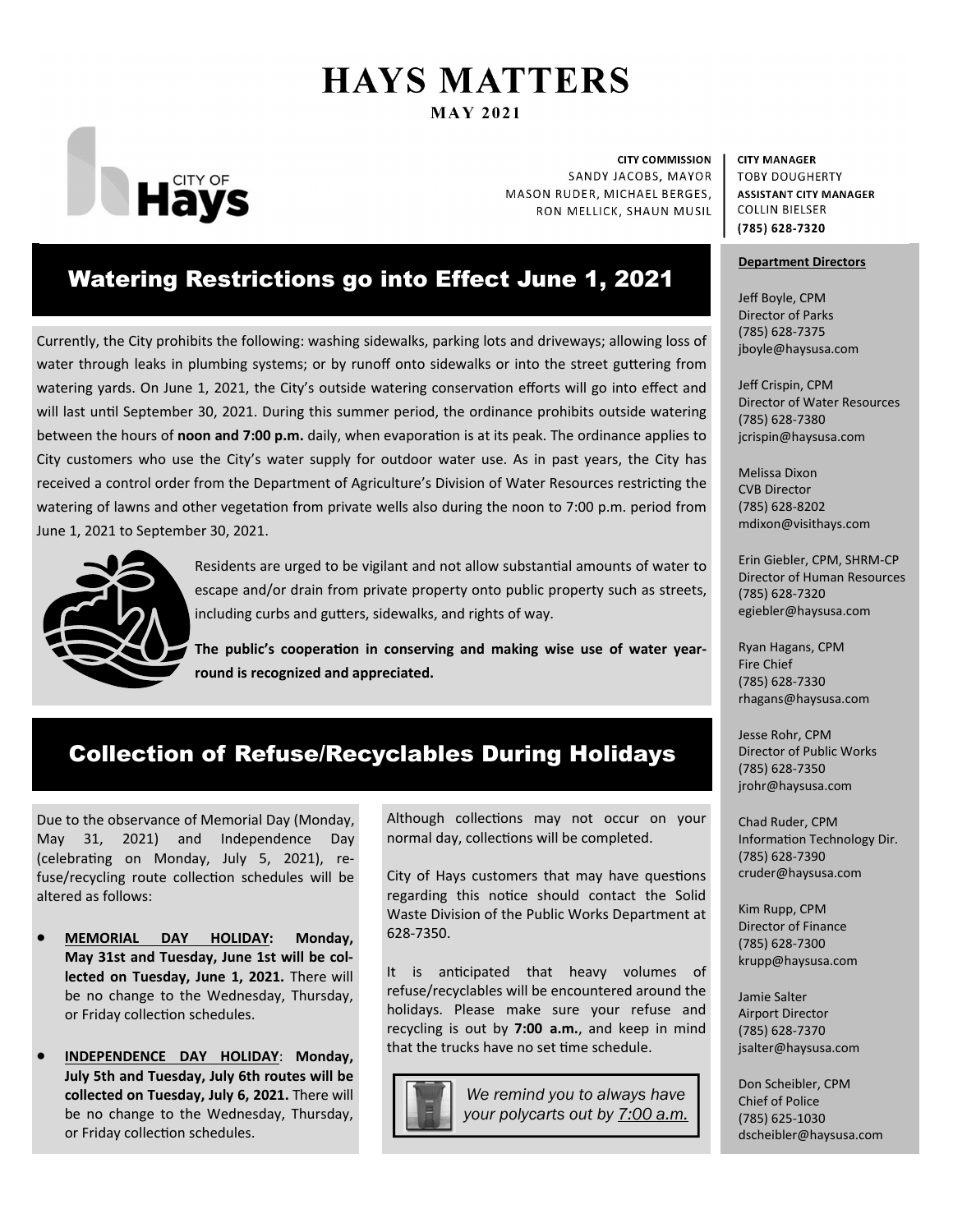# HAYS MATTERS

**MAY 2021**

City of Hays

**CITY COMMISSION**
SANDY JACOBS, MAYOR
MASON RUDER, MICHAEL BERGES,
RON MELLICK, SHAUN MUSIL

**CITY MANAGER**
TOBY DOUGHERTY
**ASSISTANT CITY MANAGER**
COLLIN BIELSER
**(785) 628-7320**

## Watering Restrictions go into Effect June 1, 2021

Currently, the City prohibits the following: washing sidewalks, parking lots and driveways; allowing loss of water through leaks in plumbing systems; or by runoff onto sidewalks or into the street guttering from watering yards. On June 1, 2021, the City's outside watering conservation efforts will go into effect and will last until September 30, 2021. During this summer period, the ordinance prohibits outside watering between the hours of **noon and 7:00 p.m.** daily, when evaporation is at its peak. The ordinance applies to City customers who use the City's water supply for outdoor water use. As in past years, the City has received a control order from the Department of Agriculture's Division of Water Resources restricting the watering of lawns and other vegetation from private wells also during the noon to 7:00 p.m. period from June 1, 2021 to September 30, 2021.

Residents are urged to be vigilant and not allow substantial amounts of water to escape and/or drain from private property onto public property such as streets, including curbs and gutters, sidewalks, and rights of way.

**The public's cooperation in conserving and making wise use of water year-round is recognized and appreciated.**

## Collection of Refuse/Recyclables During Holidays

Due to the observance of Memorial Day (Monday, May 31, 2021) and Independence Day (celebrating on Monday, July 5, 2021), refuse/recycling route collection schedules will be altered as follows:

- **MEMORIAL DAY HOLIDAY: Monday, May 31st and Tuesday, June 1st will be collected on Tuesday, June 1, 2021.** There will be no change to the Wednesday, Thursday, or Friday collection schedules.
- **INDEPENDENCE DAY HOLIDAY: Monday, July 5th and Tuesday, July 6th routes will be collected on Tuesday, July 6, 2021.** There will be no change to the Wednesday, Thursday, or Friday collection schedules.

Although collections may not occur on your normal day, collections will be completed.

City of Hays customers that may have questions regarding this notice should contact the Solid Waste Division of the Public Works Department at 628-7350.

It is anticipated that heavy volumes of refuse/recyclables will be encountered around the holidays. Please make sure your refuse and recycling is out by **7:00 a.m.**, and keep in mind that the trucks have no set time schedule.

*We remind you to always have your polycarts out by 7:00 a.m.*

### Department Directors

Jeff Boyle, CPM
Director of Parks
(785) 628-7375
jboyle@haysusa.com

Jeff Crispin, CPM
Director of Water Resources
(785) 628-7380
jcrispin@haysusa.com

Melissa Dixon
CVB Director
(785) 628-8202
mdixon@visithays.com

Erin Giebler, CPM, SHRM-CP
Director of Human Resources
(785) 628-7320
egiebler@haysusa.com

Ryan Hagans, CPM
Fire Chief
(785) 628-7330
rhagans@haysusa.com

Jesse Rohr, CPM
Director of Public Works
(785) 628-7350
jrohr@haysusa.com

Chad Ruder, CPM
Information Technology Dir.
(785) 628-7390
cruder@haysusa.com

Kim Rupp, CPM
Director of Finance
(785) 628-7300
krupp@haysusa.com

Jamie Salter
Airport Director
(785) 628-7370
jsalter@haysusa.com

Don Scheibler, CPM
Chief of Police
(785) 625-1030
dscheibler@haysusa.com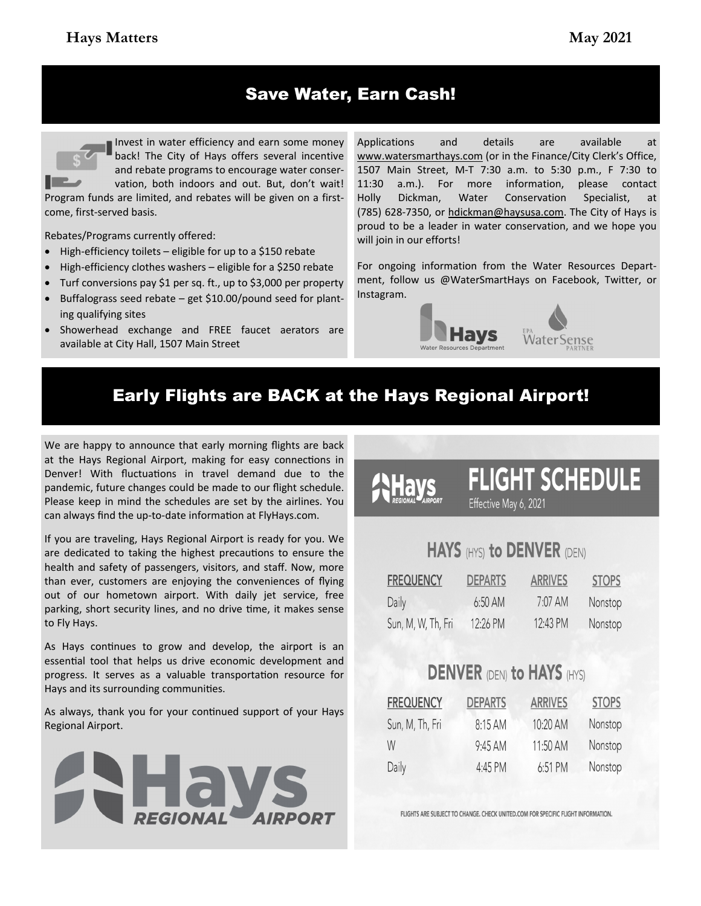## Save Water, Earn Cash!

Invest in water efficiency and earn some money back! The City of Hays offers several incentive and rebate programs to encourage water conservation, both indoors and out. But, don't wait! Program funds are limited, and rebates will be given on a first-come, first-served basis.

Rebates/Programs currently offered:

- High-efficiency toilets – eligible for up to a $150 rebate
- High-efficiency clothes washers – eligible for a $250 rebate
- Turf conversions pay $1 per sq. ft., up to $3,000 per property
- Buffalograss seed rebate – get $10.00/pound seed for planting qualifying sites
- Showerhead exchange and FREE faucet aerators are available at City Hall, 1507 Main Street

Applications and details are available at www.watersmarthays.com (or in the Finance/City Clerk's Office, 1507 Main Street, M-T 7:30 a.m. to 5:30 p.m., F 7:30 to 11:30 a.m.). For more information, please contact Holly Dickman, Water Conservation Specialist, at (785) 628-7350, or hdickman@haysusa.com. The City of Hays is proud to be a leader in water conservation, and we hope you will join in our efforts!

For ongoing information from the Water Resources Department, follow us @WaterSmartHays on Facebook, Twitter, or Instagram.

Hays Water Resources Department

EPA WaterSense PARTNER

## Early Flights are BACK at the Hays Regional Airport!

We are happy to announce that early morning flights are back at the Hays Regional Airport, making for easy connections in Denver! With fluctuations in travel demand due to the pandemic, future changes could be made to our flight schedule. Please keep in mind the schedules are set by the airlines. You can always find the up-to-date information at FlyHays.com.

If you are traveling, Hays Regional Airport is ready for you. We are dedicated to taking the highest precautions to ensure the health and safety of passengers, visitors, and staff. Now, more than ever, customers are enjoying the conveniences of flying out of our hometown airport. With daily jet service, free parking, short security lines, and no drive time, it makes sense to Fly Hays.

As Hays continues to grow and develop, the airport is an essential tool that helps us drive economic development and progress. It serves as a valuable transportation resource for Hays and its surrounding communities.

As always, thank you for your continued support of your Hays Regional Airport.

Hays REGIONAL AIRPORT

### FLIGHT SCHEDULE

Effective May 6, 2021

#### HAYS (HYS) to DENVER (DEN)

| FREQUENCY | DEPARTS | ARRIVES | STOPS |
|---|---|---|---|
| Daily | 6:50 AM | 7:07 AM | Nonstop |
| Sun, M, W, Th, Fri | 12:26 PM | 12:43 PM | Nonstop |

#### DENVER (DEN) to HAYS (HYS)

| FREQUENCY | DEPARTS | ARRIVES | STOPS |
|---|---|---|---|
| Sun, M, Th, Fri | 8:15 AM | 10:20 AM | Nonstop |
| W | 9:45 AM | 11:50 AM | Nonstop |
| Daily | 4:45 PM | 6:51 PM | Nonstop |

FLIGHTS ARE SUBJECT TO CHANGE. CHECK UNITED.COM FOR SPECIFIC FLIGHT INFORMATION.